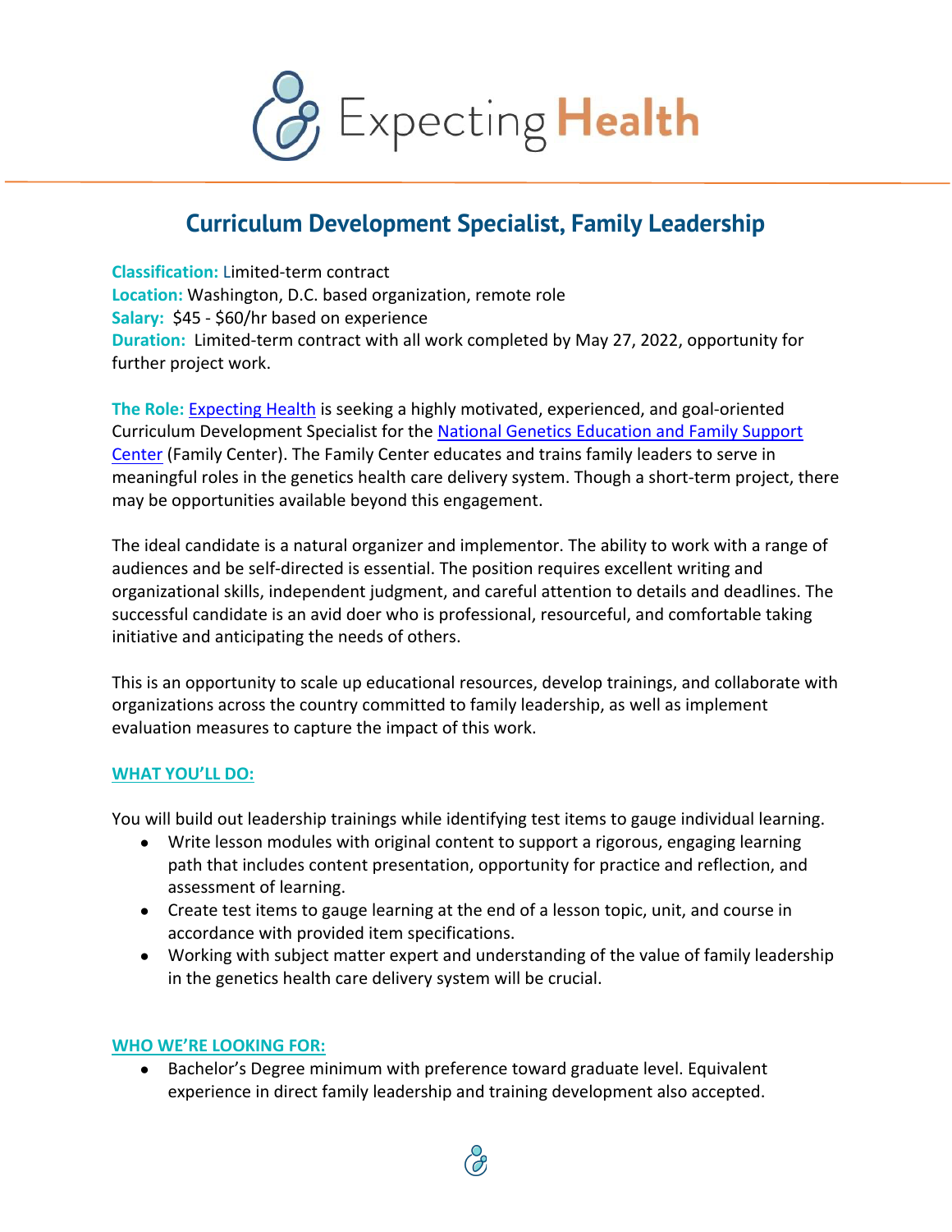# Expecting Health

## Curriculum Development Specialist, Family Leadership

**Classification:** Limited-term contract
**Location:** Washington, D.C. based organization, remote role
**Salary:** $45 - $60/hr based on experience
**Duration:** Limited-term contract with all work completed by May 27, 2022, opportunity for further project work.

**The Role:** Expecting Health is seeking a highly motivated, experienced, and goal-oriented Curriculum Development Specialist for the National Genetics Education and Family Support Center (Family Center). The Family Center educates and trains family leaders to serve in meaningful roles in the genetics health care delivery system. Though a short-term project, there may be opportunities available beyond this engagement.

The ideal candidate is a natural organizer and implementor. The ability to work with a range of audiences and be self-directed is essential. The position requires excellent writing and organizational skills, independent judgment, and careful attention to details and deadlines. The successful candidate is an avid doer who is professional, resourceful, and comfortable taking initiative and anticipating the needs of others.

This is an opportunity to scale up educational resources, develop trainings, and collaborate with organizations across the country committed to family leadership, as well as implement evaluation measures to capture the impact of this work.

### WHAT YOU'LL DO:

You will build out leadership trainings while identifying test items to gauge individual learning.

- Write lesson modules with original content to support a rigorous, engaging learning path that includes content presentation, opportunity for practice and reflection, and assessment of learning.
- Create test items to gauge learning at the end of a lesson topic, unit, and course in accordance with provided item specifications.
- Working with subject matter expert and understanding of the value of family leadership in the genetics health care delivery system will be crucial.

### WHO WE'RE LOOKING FOR:

- Bachelor's Degree minimum with preference toward graduate level. Equivalent experience in direct family leadership and training development also accepted.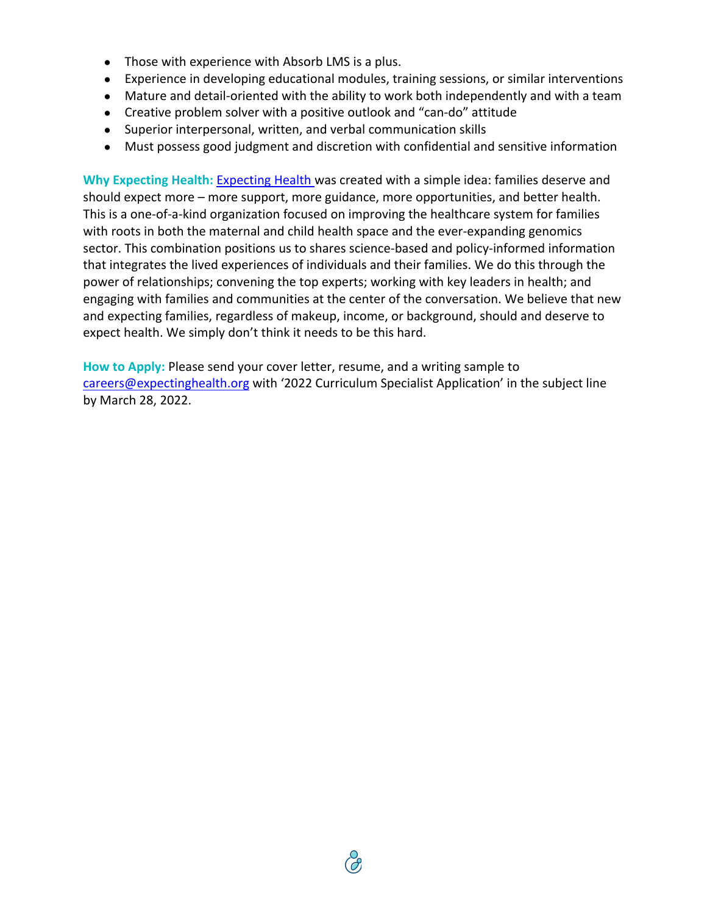- Those with experience with Absorb LMS is a plus.
- Experience in developing educational modules, training sessions, or similar interventions
- Mature and detail-oriented with the ability to work both independently and with a team
- Creative problem solver with a positive outlook and "can-do" attitude
- Superior interpersonal, written, and verbal communication skills
- Must possess good judgment and discretion with confidential and sensitive information

**Why Expecting Health:** Expecting Health was created with a simple idea: families deserve and should expect more – more support, more guidance, more opportunities, and better health. This is a one-of-a-kind organization focused on improving the healthcare system for families with roots in both the maternal and child health space and the ever-expanding genomics sector. This combination positions us to shares science-based and policy-informed information that integrates the lived experiences of individuals and their families. We do this through the power of relationships; convening the top experts; working with key leaders in health; and engaging with families and communities at the center of the conversation. We believe that new and expecting families, regardless of makeup, income, or background, should and deserve to expect health. We simply don't think it needs to be this hard.

**How to Apply:** Please send your cover letter, resume, and a writing sample to careers@expectinghealth.org with '2022 Curriculum Specialist Application' in the subject line by March 28, 2022.